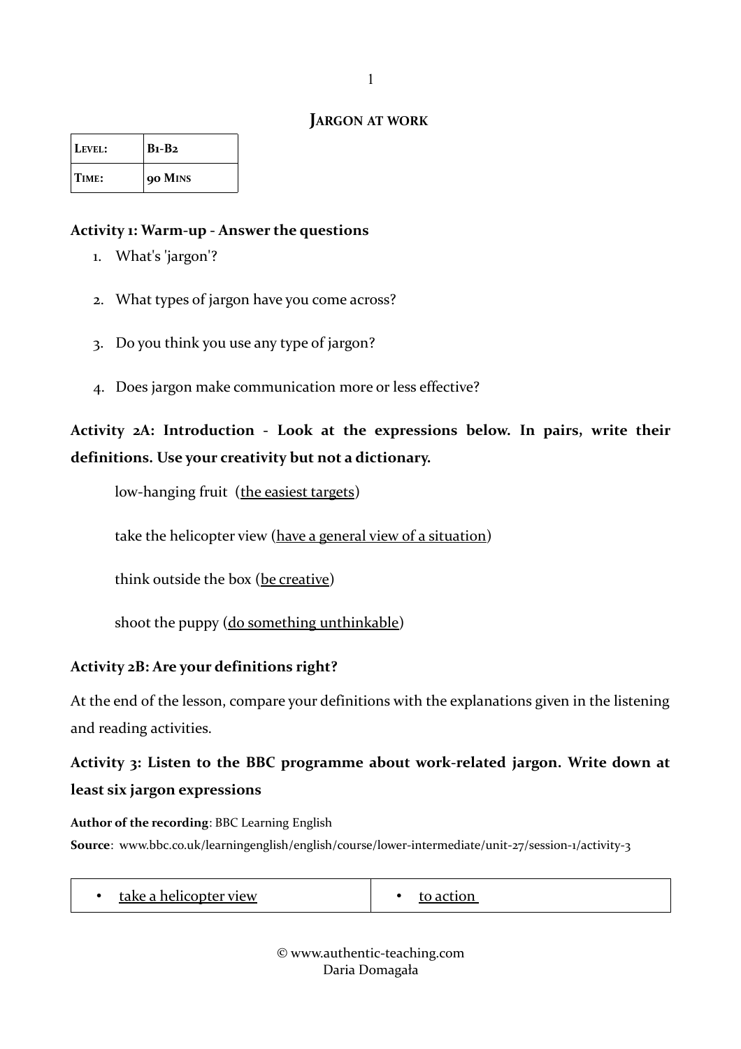# JARGON AT WORK

| LEVEL: | B1-B2 |
|---|---|
| TIME: | 90 MINS |

**Activity 1: Warm-up - Answer the questions**

1. What's 'jargon'?
2. What types of jargon have you come across?
3. Do you think you use any type of jargon?
4. Does jargon make communication more or less effective?

**Activity 2A: Introduction - Look at the expressions below. In pairs, write their definitions. Use your creativity but not a dictionary.**

low-hanging fruit (<u>the easiest targets</u>)

take the helicopter view (<u>have a general view of a situation</u>)

think outside the box (<u>be creative</u>)

shoot the puppy (<u>do something unthinkable</u>)

**Activity 2B: Are your definitions right?**

At the end of the lesson, compare your definitions with the explanations given in the listening and reading activities.

**Activity 3: Listen to the BBC programme about work-related jargon. Write down at least six jargon expressions**

**Author of the recording**: BBC Learning English

**Source**: www.bbc.co.uk/learningenglish/english/course/lower-intermediate/unit-27/session-1/activity-3

| | |
|---|---|
| • <u>take a helicopter view</u> | • <u>to action</u> |

© www.authentic-teaching.com
Daria Domagała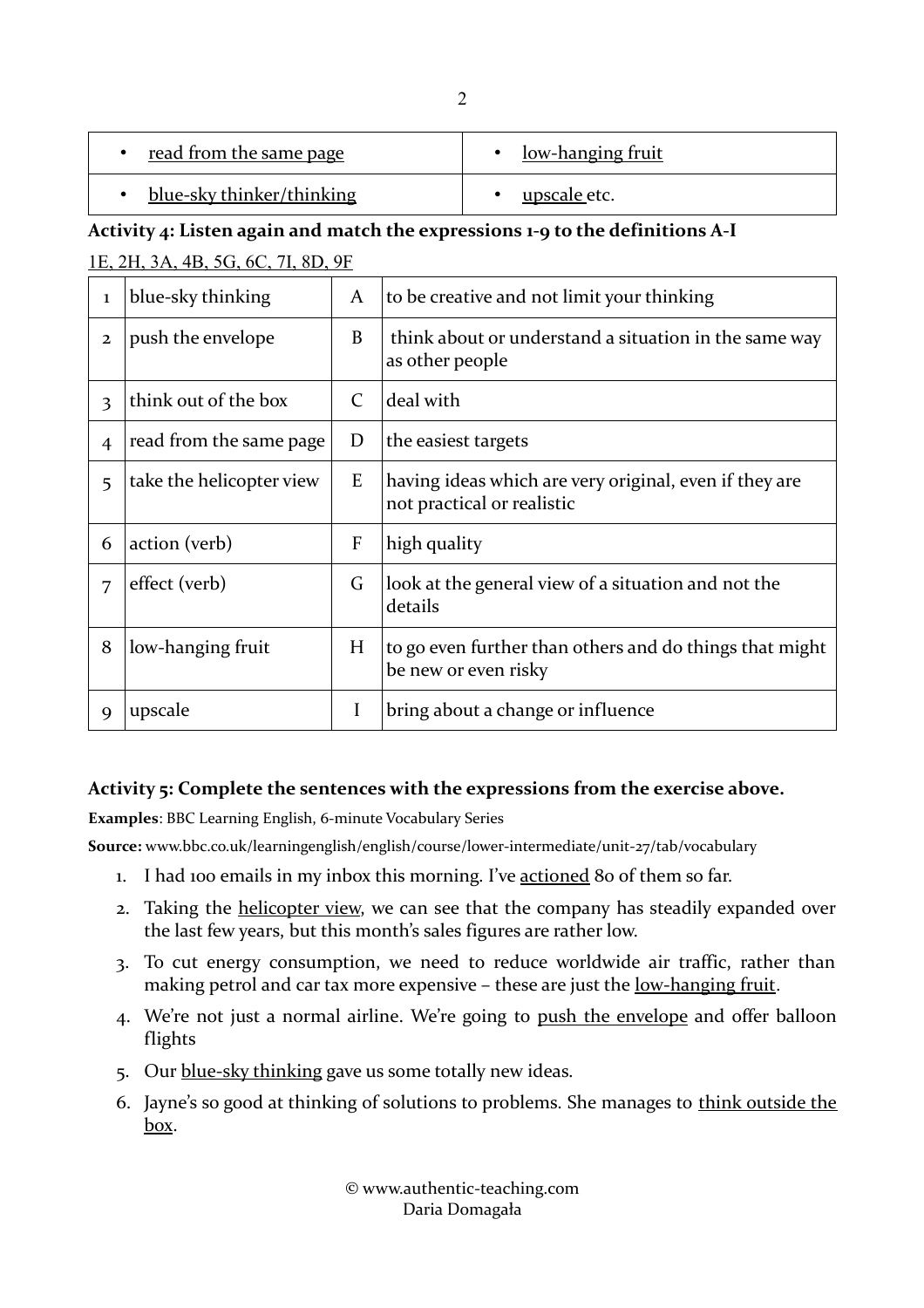| • read from the same page | • low-hanging fruit |
|---|---|
| • blue-sky thinker/thinking | • upscale etc. |

**Activity 4: Listen again and match the expressions 1-9 to the definitions A-I**

1E, 2H, 3A, 4B, 5G, 6C, 7I, 8D, 9F

| | | | |
|---|---|---|---|
| 1 | blue-sky thinking | A | to be creative and not limit your thinking |
| 2 | push the envelope | B | think about or understand a situation in the same way as other people |
| 3 | think out of the box | C | deal with |
| 4 | read from the same page | D | the easiest targets |
| 5 | take the helicopter view | E | having ideas which are very original, even if they are not practical or realistic |
| 6 | action (verb) | F | high quality |
| 7 | effect (verb) | G | look at the general view of a situation and not the details |
| 8 | low-hanging fruit | H | to go even further than others and do things that might be new or even risky |
| 9 | upscale | I | bring about a change or influence |

**Activity 5: Complete the sentences with the expressions from the exercise above.**

**Examples**: BBC Learning English, 6-minute Vocabulary Series

**Source:** www.bbc.co.uk/learningenglish/english/course/lower-intermediate/unit-27/tab/vocabulary

1. I had 100 emails in my inbox this morning. I've actioned 80 of them so far.
2. Taking the helicopter view, we can see that the company has steadily expanded over the last few years, but this month's sales figures are rather low.
3. To cut energy consumption, we need to reduce worldwide air traffic, rather than making petrol and car tax more expensive – these are just the low-hanging fruit.
4. We're not just a normal airline. We're going to push the envelope and offer balloon flights
5. Our blue-sky thinking gave us some totally new ideas.
6. Jayne's so good at thinking of solutions to problems. She manages to think outside the box.

© www.authentic-teaching.com
Daria Domagała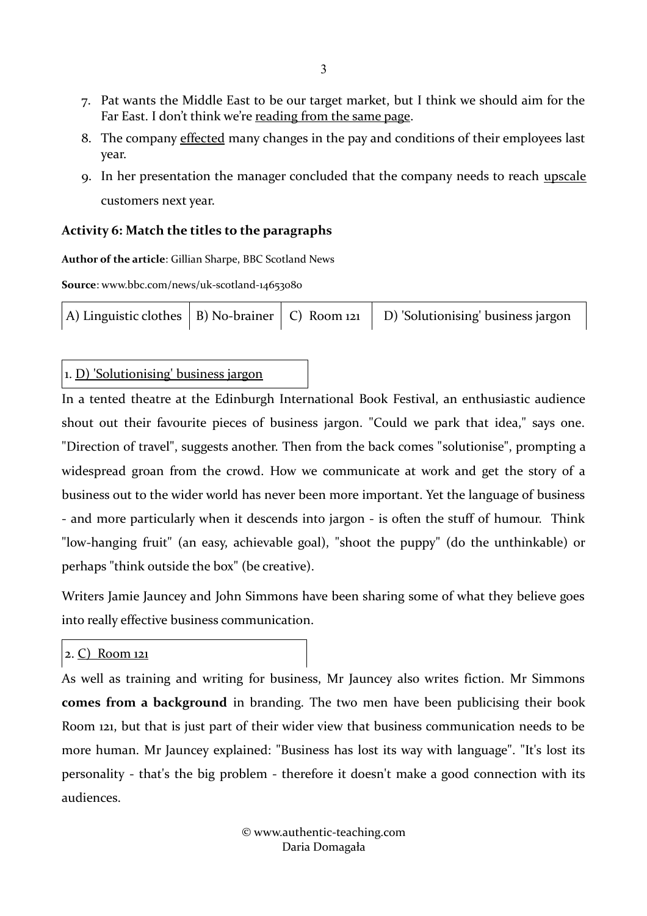7. Pat wants the Middle East to be our target market, but I think we should aim for the Far East. I don't think we're <u>reading from the same page</u>.
8. The company <u>effected</u> many changes in the pay and conditions of their employees last year.
9. In her presentation the manager concluded that the company needs to reach <u>upscale</u> customers next year.

### Activity 6: Match the titles to the paragraphs

**Author of the article**: Gillian Sharpe, BBC Scotland News

**Source**: www.bbc.com/news/uk-scotland-14653080

| A) Linguistic clothes | B) No-brainer | C) Room 121 | D) 'Solutionising' business jargon |
|---|---|---|---|

1. <u>D) 'Solutionising' business jargon</u>

In a tented theatre at the Edinburgh International Book Festival, an enthusiastic audience shout out their favourite pieces of business jargon. "Could we park that idea," says one. "Direction of travel", suggests another. Then from the back comes "solutionise", prompting a widespread groan from the crowd. How we communicate at work and get the story of a business out to the wider world has never been more important. Yet the language of business - and more particularly when it descends into jargon - is often the stuff of humour. Think "low-hanging fruit" (an easy, achievable goal), "shoot the puppy" (do the unthinkable) or perhaps "think outside the box" (be creative).

Writers Jamie Jauncey and John Simmons have been sharing some of what they believe goes into really effective business communication.

2. <u>C) Room 121</u>

As well as training and writing for business, Mr Jauncey also writes fiction. Mr Simmons **comes from a background** in branding. The two men have been publicising their book Room 121, but that is just part of their wider view that business communication needs to be more human. Mr Jauncey explained: "Business has lost its way with language". "It's lost its personality - that's the big problem - therefore it doesn't make a good connection with its audiences.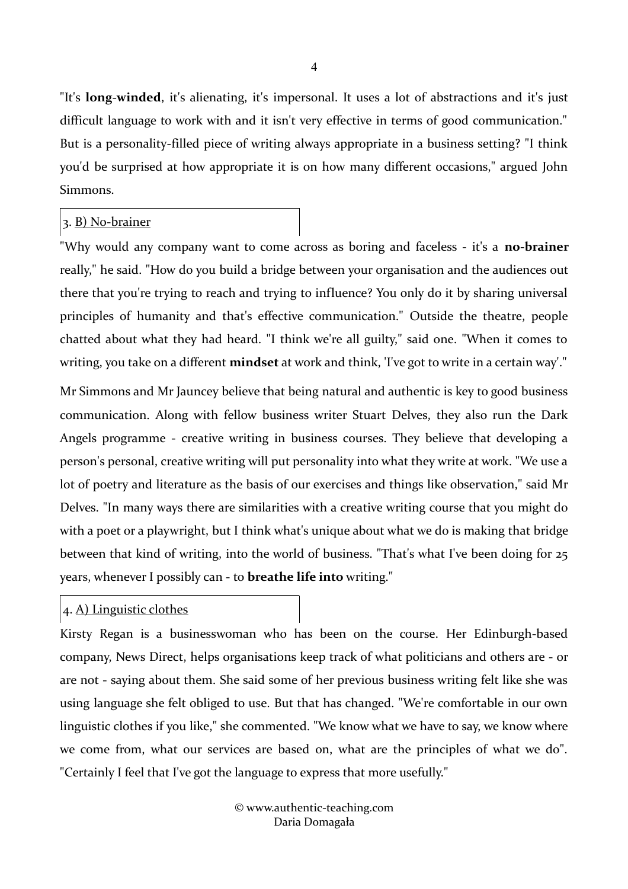"It's **long-winded**, it's alienating, it's impersonal. It uses a lot of abstractions and it's just difficult language to work with and it isn't very effective in terms of good communication." But is a personality-filled piece of writing always appropriate in a business setting? "I think you'd be surprised at how appropriate it is on how many different occasions," argued John Simmons.

3. B) No-brainer

"Why would any company want to come across as boring and faceless - it's a **no-brainer** really," he said. "How do you build a bridge between your organisation and the audiences out there that you're trying to reach and trying to influence? You only do it by sharing universal principles of humanity and that's effective communication." Outside the theatre, people chatted about what they had heard. "I think we're all guilty," said one. "When it comes to writing, you take on a different **mindset** at work and think, 'I've got to write in a certain way'."

Mr Simmons and Mr Jauncey believe that being natural and authentic is key to good business communication. Along with fellow business writer Stuart Delves, they also run the Dark Angels programme - creative writing in business courses. They believe that developing a person's personal, creative writing will put personality into what they write at work. "We use a lot of poetry and literature as the basis of our exercises and things like observation," said Mr Delves. "In many ways there are similarities with a creative writing course that you might do with a poet or a playwright, but I think what's unique about what we do is making that bridge between that kind of writing, into the world of business. "That's what I've been doing for 25 years, whenever I possibly can - to **breathe life into** writing."

4. A) Linguistic clothes

Kirsty Regan is a businesswoman who has been on the course. Her Edinburgh-based company, News Direct, helps organisations keep track of what politicians and others are - or are not - saying about them. She said some of her previous business writing felt like she was using language she felt obliged to use. But that has changed. "We're comfortable in our own linguistic clothes if you like," she commented. "We know what we have to say, we know where we come from, what our services are based on, what are the principles of what we do". "Certainly I feel that I've got the language to express that more usefully."

© www.authentic-teaching.com
Daria Domagała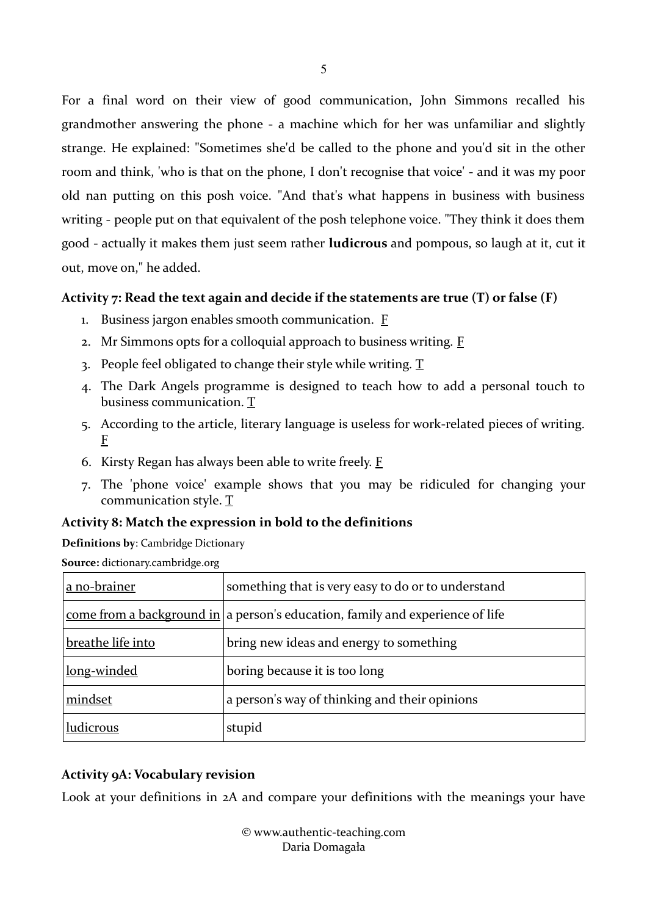For a final word on their view of good communication, John Simmons recalled his grandmother answering the phone - a machine which for her was unfamiliar and slightly strange. He explained: "Sometimes she'd be called to the phone and you'd sit in the other room and think, 'who is that on the phone, I don't recognise that voice' - and it was my poor old nan putting on this posh voice. "And that's what happens in business with business writing - people put on that equivalent of the posh telephone voice. "They think it does them good - actually it makes them just seem rather **ludicrous** and pompous, so laugh at it, cut it out, move on," he added.

### Activity 7: Read the text again and decide if the statements are true (T) or false (F)

1. Business jargon enables smooth communication. <u>F</u>
2. Mr Simmons opts for a colloquial approach to business writing. <u>F</u>
3. People feel obligated to change their style while writing. <u>T</u>
4. The Dark Angels programme is designed to teach how to add a personal touch to business communication. <u>T</u>
5. According to the article, literary language is useless for work-related pieces of writing. <u>F</u>
6. Kirsty Regan has always been able to write freely. <u>F</u>
7. The 'phone voice' example shows that you may be ridiculed for changing your communication style. <u>T</u>

### Activity 8: Match the expression in bold to the definitions

**Definitions by**: Cambridge Dictionary

**Source:** dictionary.cambridge.org

| | |
|---|---|
| <u>a no-brainer</u> | something that is very easy to do or to understand |
| <u>come from a background in</u> | a person's education, family and experience of life |
| <u>breathe life into</u> | bring new ideas and energy to something |
| <u>long-winded</u> | boring because it is too long |
| <u>mindset</u> | a person's way of thinking and their opinions |
| <u>ludicrous</u> | stupid |

### Activity 9A: Vocabulary revision

Look at your definitions in 2A and compare your definitions with the meanings your have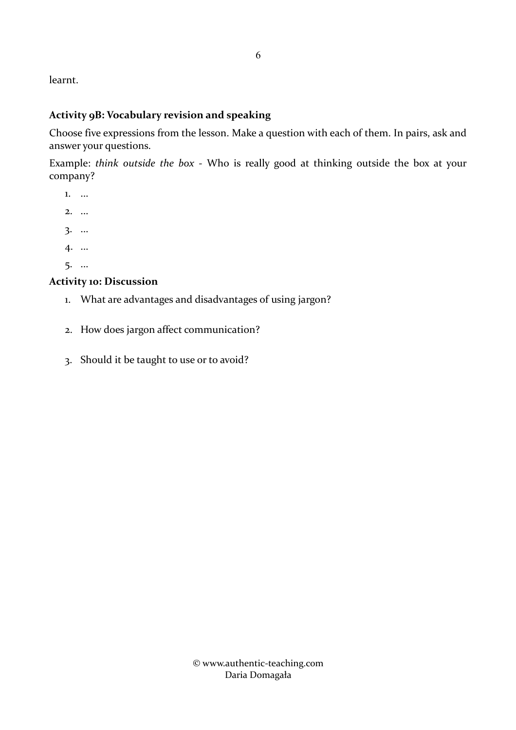learnt.

### Activity 9B: Vocabulary revision and speaking

Choose five expressions from the lesson. Make a question with each of them. In pairs, ask and answer your questions.

Example: *think outside the box* - Who is really good at thinking outside the box at your company?

1. ...
2. ...
3. ...
4. ...
5. ...

### Activity 10: Discussion

1. What are advantages and disadvantages of using jargon?

2. How does jargon affect communication?

3. Should it be taught to use or to avoid?

© www.authentic-teaching.com
Daria Domagała